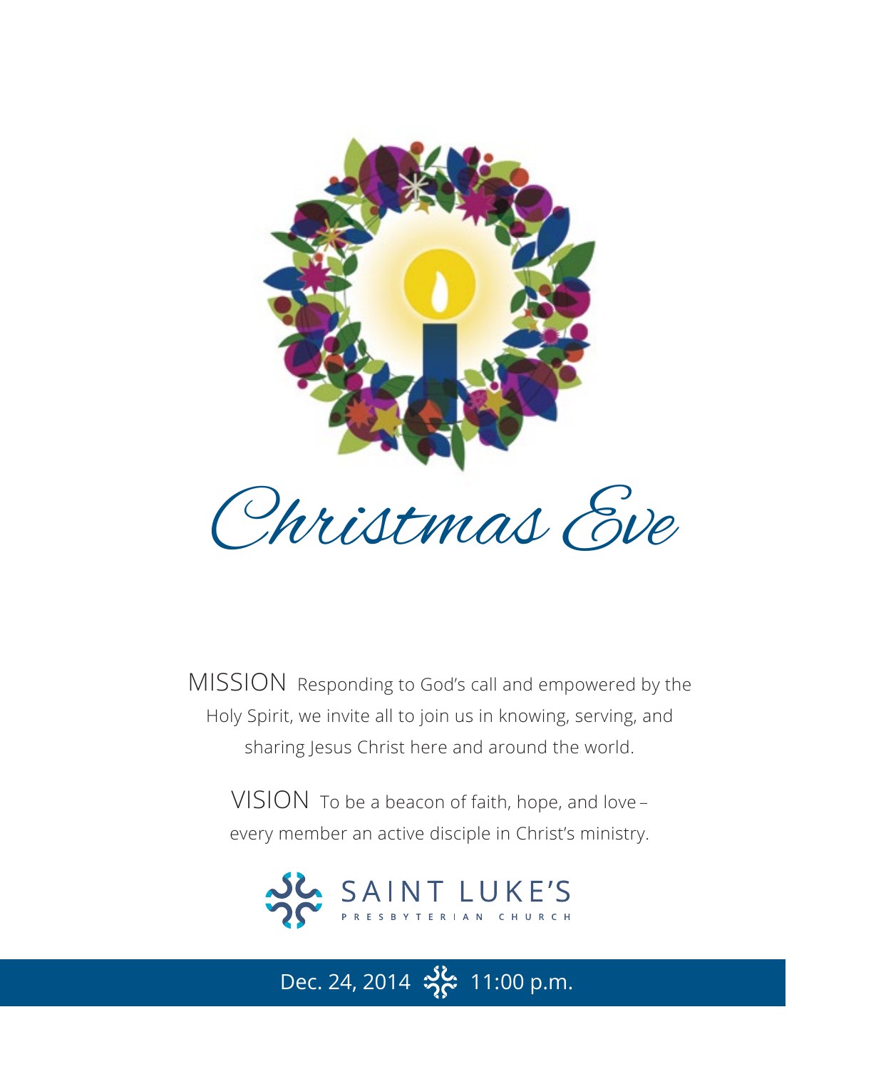# Christmas Eve

MISSION Responding to God's call and empowered by the Holy Spirit, we invite all to join us in knowing, serving, and sharing Jesus Christ here and around the world.

VISION To be a beacon of faith, hope, and love – every member an active disciple in Christ's ministry.

SAINT LUKE'S
PRESBYTERIAN CHURCH

Dec. 24, 2014 11:00 p.m.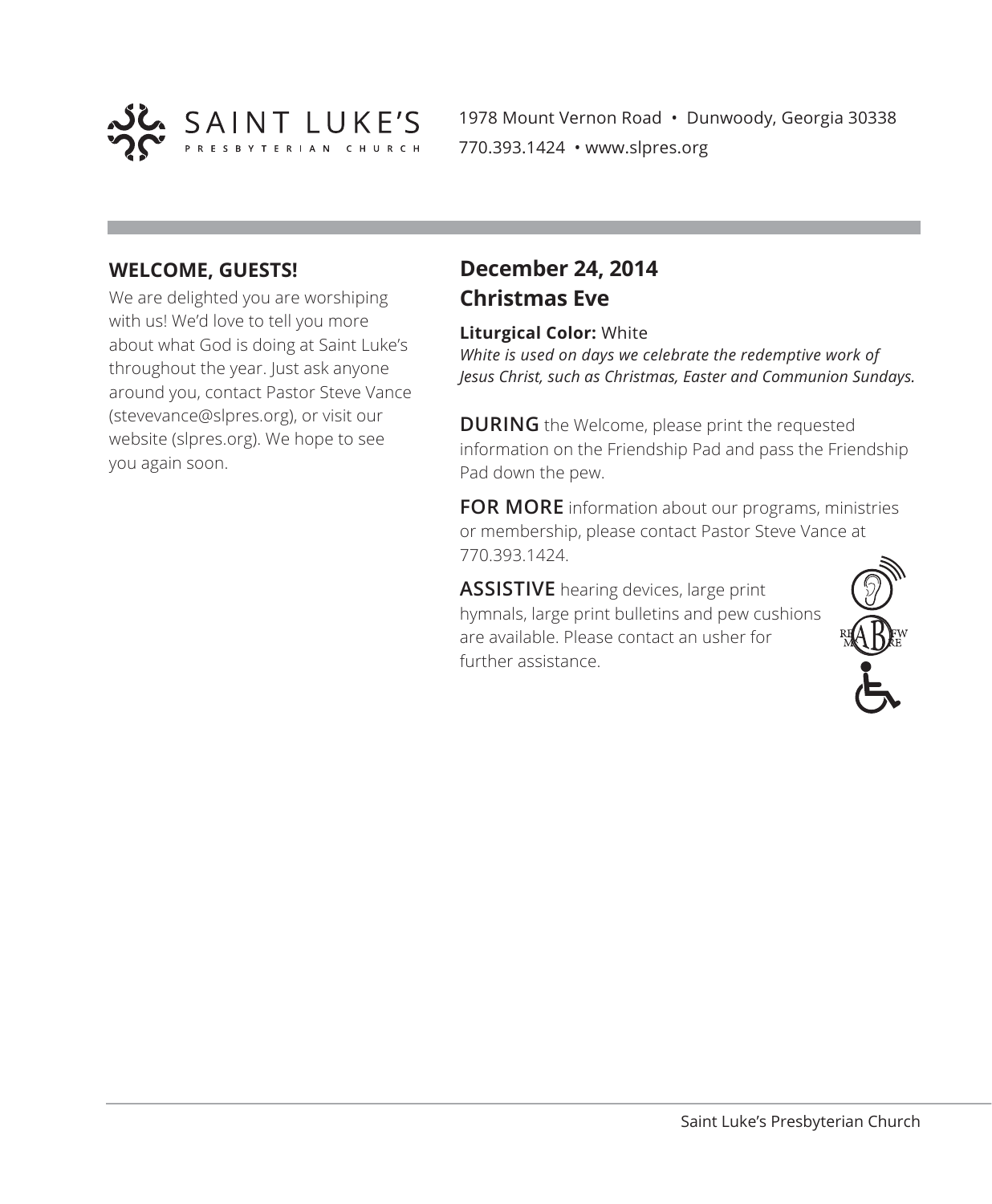SAINT LUKE'S
PRESBYTERIAN CHURCH

1978 Mount Vernon Road • Dunwoody, Georgia 30338
770.393.1424 • www.slpres.org

## WELCOME, GUESTS!

We are delighted you are worshiping with us! We'd love to tell you more about what God is doing at Saint Luke's throughout the year. Just ask anyone around you, contact Pastor Steve Vance (stevevance@slpres.org), or visit our website (slpres.org). We hope to see you again soon.

## December 24, 2014
## Christmas Eve

**Liturgical Color:** White
*White is used on days we celebrate the redemptive work of Jesus Christ, such as Christmas, Easter and Communion Sundays.*

**DURING** the Welcome, please print the requested information on the Friendship Pad and pass the Friendship Pad down the pew.

**FOR MORE** information about our programs, ministries or membership, please contact Pastor Steve Vance at 770.393.1424.

**ASSISTIVE** hearing devices, large print hymnals, large print bulletins and pew cushions are available. Please contact an usher for further assistance.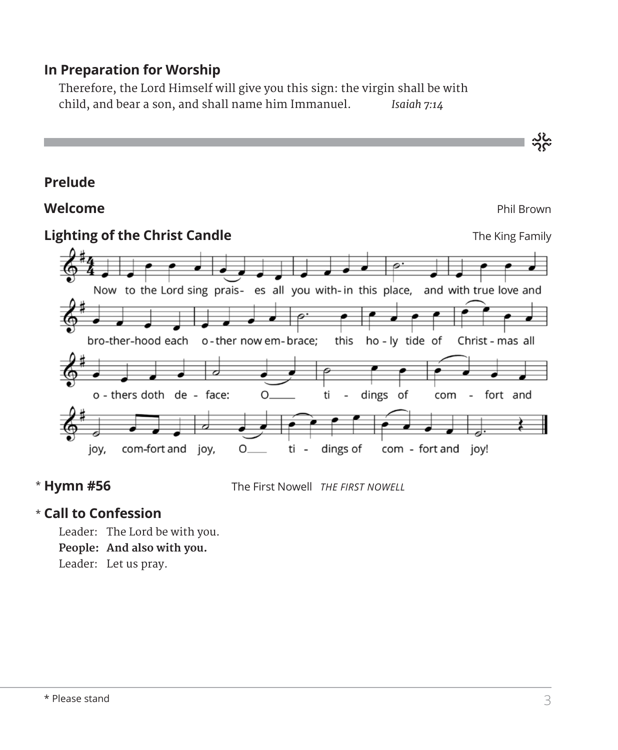## In Preparation for Worship

Therefore, the Lord Himself will give you this sign: the virgin shall be with child, and bear a son, and shall name him Immanuel. *Isaiah 7:14*

---

## Prelude

## Welcome

Phil Brown

## Lighting of the Christ Candle

The King Family

Now to the Lord sing praises all you within this place, and with true love and brotherhood each other now embrace; this holy tide of Christmas all others doth deface: O tidings of comfort and joy, comfort and joy, O tidings of comfort and joy!

## * Hymn #56

The First Nowell *THE FIRST NOWELL*

## * Call to Confession

Leader: The Lord be with you.
**People: And also with you.**
Leader: Let us pray.

\* Please stand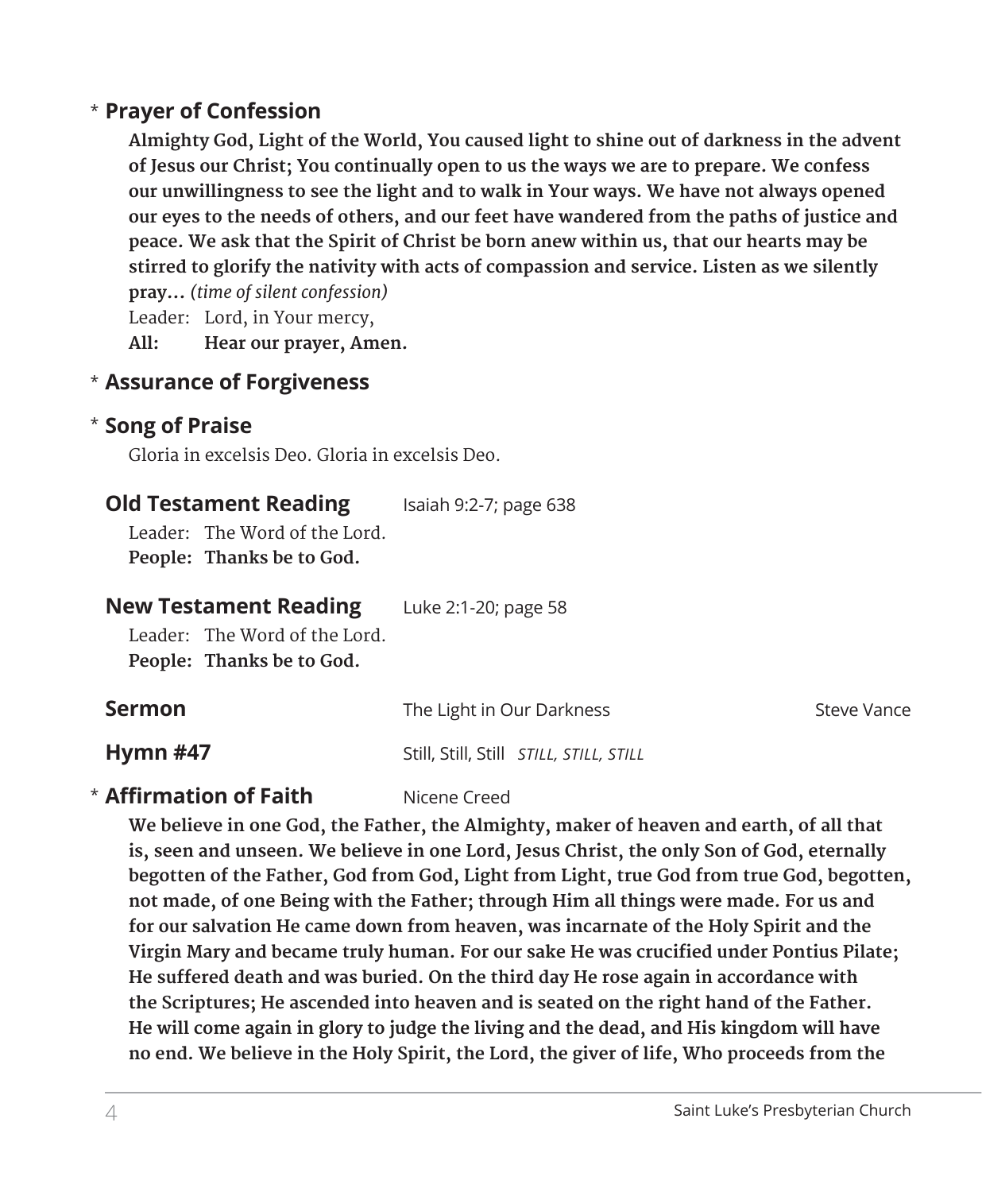\* **Prayer of Confession**

**Almighty God, Light of the World, You caused light to shine out of darkness in the advent of Jesus our Christ; You continually open to us the ways we are to prepare. We confess our unwillingness to see the light and to walk in Your ways. We have not always opened our eyes to the needs of others, and our feet have wandered from the paths of justice and peace. We ask that the Spirit of Christ be born anew within us, that our hearts may be stirred to glorify the nativity with acts of compassion and service. Listen as we silently pray…** *(time of silent confession)*

Leader: Lord, in Your mercy,
**All: Hear our prayer, Amen.**

\* **Assurance of Forgiveness**

\* **Song of Praise**

Gloria in excelsis Deo. Gloria in excelsis Deo.

**Old Testament Reading** Isaiah 9:2-7; page 638

Leader: The Word of the Lord.
**People: Thanks be to God.**

**New Testament Reading** Luke 2:1-20; page 58

Leader: The Word of the Lord.
**People: Thanks be to God.**

**Sermon** The Light in Our Darkness Steve Vance

**Hymn #47** Still, Still, Still *STILL, STILL, STILL*

\* **Affirmation of Faith** Nicene Creed

**We believe in one God, the Father, the Almighty, maker of heaven and earth, of all that is, seen and unseen. We believe in one Lord, Jesus Christ, the only Son of God, eternally begotten of the Father, God from God, Light from Light, true God from true God, begotten, not made, of one Being with the Father; through Him all things were made. For us and for our salvation He came down from heaven, was incarnate of the Holy Spirit and the Virgin Mary and became truly human. For our sake He was crucified under Pontius Pilate; He suffered death and was buried. On the third day He rose again in accordance with the Scriptures; He ascended into heaven and is seated on the right hand of the Father. He will come again in glory to judge the living and the dead, and His kingdom will have no end. We believe in the Holy Spirit, the Lord, the giver of life, Who proceeds from the**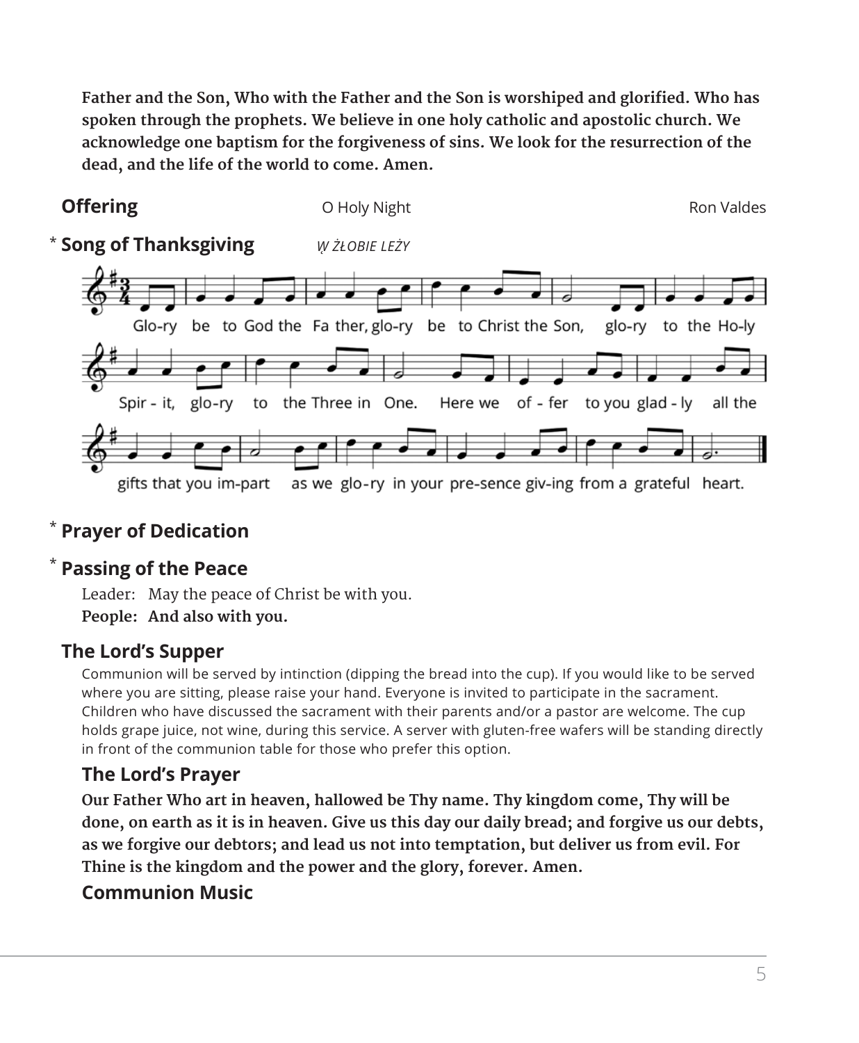**Father and the Son, Who with the Father and the Son is worshiped and glorified. Who has spoken through the prophets. We believe in one holy catholic and apostolic church. We acknowledge one baptism for the forgiveness of sins. We look for the resurrection of the dead, and the life of the world to come. Amen.**

## Offering — O Holy Night — Ron Valdes

## * Song of Thanksgiving — *W ŻŁOBIE LEŻY*

Glo-ry be to God the Fa ther, glo-ry be to Christ the Son, glo-ry to the Ho-ly Spir - it, glo-ry to the Three in One. Here we of - fer to you glad - ly all the gifts that you im-part as we glo-ry in your pre-sence giv-ing from a grateful heart.

## * Prayer of Dedication

## * Passing of the Peace

Leader: May the peace of Christ be with you.
**People: And also with you.**

## The Lord's Supper

Communion will be served by intinction (dipping the bread into the cup). If you would like to be served where you are sitting, please raise your hand. Everyone is invited to participate in the sacrament. Children who have discussed the sacrament with their parents and/or a pastor are welcome. The cup holds grape juice, not wine, during this service. A server with gluten-free wafers will be standing directly in front of the communion table for those who prefer this option.

### The Lord's Prayer

**Our Father Who art in heaven, hallowed be Thy name. Thy kingdom come, Thy will be done, on earth as it is in heaven. Give us this day our daily bread; and forgive us our debts, as we forgive our debtors; and lead us not into temptation, but deliver us from evil. For Thine is the kingdom and the power and the glory, forever. Amen.**

### Communion Music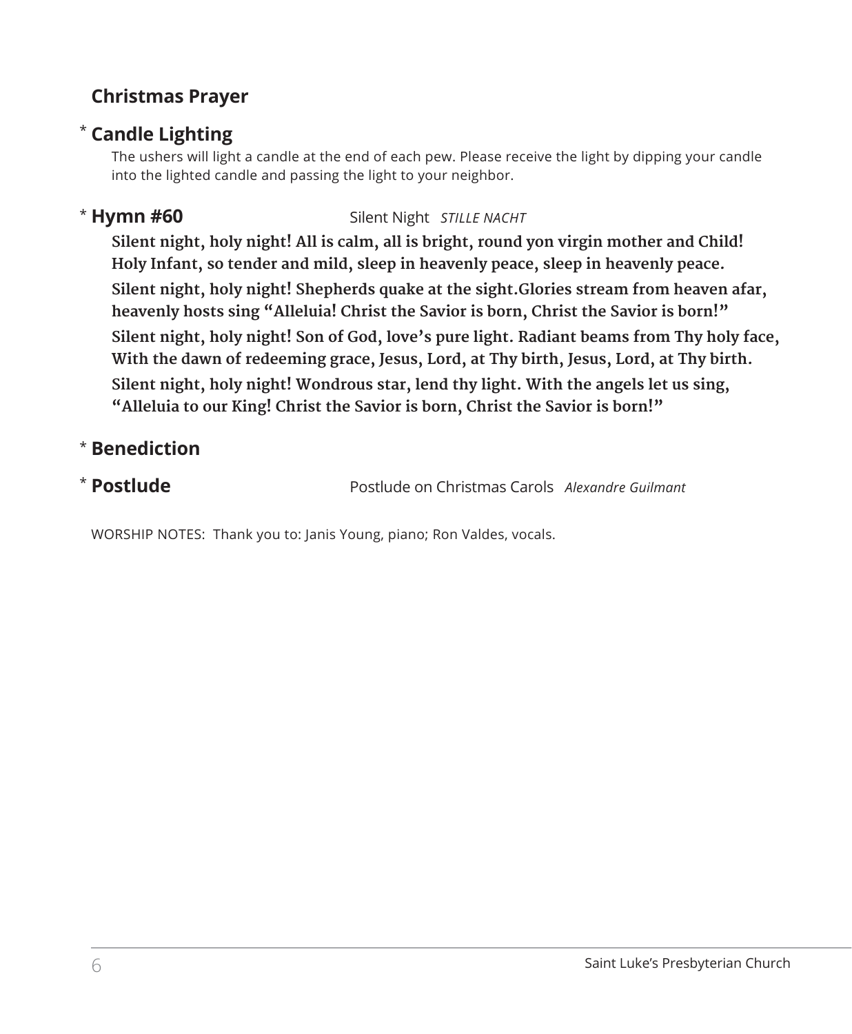**Christmas Prayer**

\* **Candle Lighting**

The ushers will light a candle at the end of each pew. Please receive the light by dipping your candle into the lighted candle and passing the light to your neighbor.

\* **Hymn #60** Silent Night *STILLE NACHT*

**Silent night, holy night! All is calm, all is bright, round yon virgin mother and Child! Holy Infant, so tender and mild, sleep in heavenly peace, sleep in heavenly peace.**

**Silent night, holy night! Shepherds quake at the sight.Glories stream from heaven afar, heavenly hosts sing "Alleluia! Christ the Savior is born, Christ the Savior is born!"**

**Silent night, holy night! Son of God, love's pure light. Radiant beams from Thy holy face, With the dawn of redeeming grace, Jesus, Lord, at Thy birth, Jesus, Lord, at Thy birth.**

**Silent night, holy night! Wondrous star, lend thy light. With the angels let us sing, "Alleluia to our King! Christ the Savior is born, Christ the Savior is born!"**

\* **Benediction**

\* **Postlude** Postlude on Christmas Carols *Alexandre Guilmant*

WORSHIP NOTES: Thank you to: Janis Young, piano; Ron Valdes, vocals.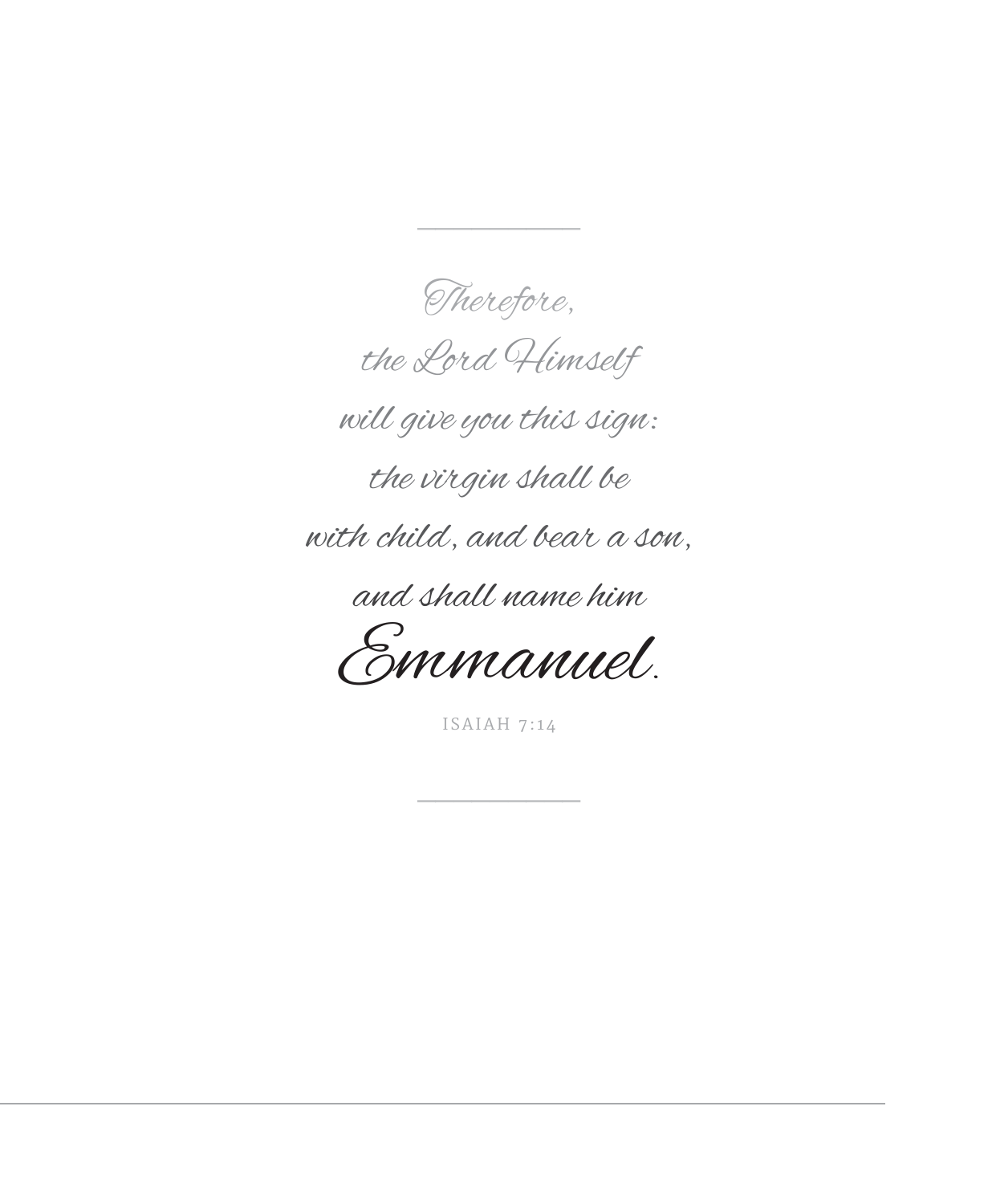*Therefore,*
*the Lord Himself*
*will give you this sign:*
*the virgin shall be*
*with child, and bear a son,*
*and shall name him*
*Emmanuel.*

ISAIAH 7:14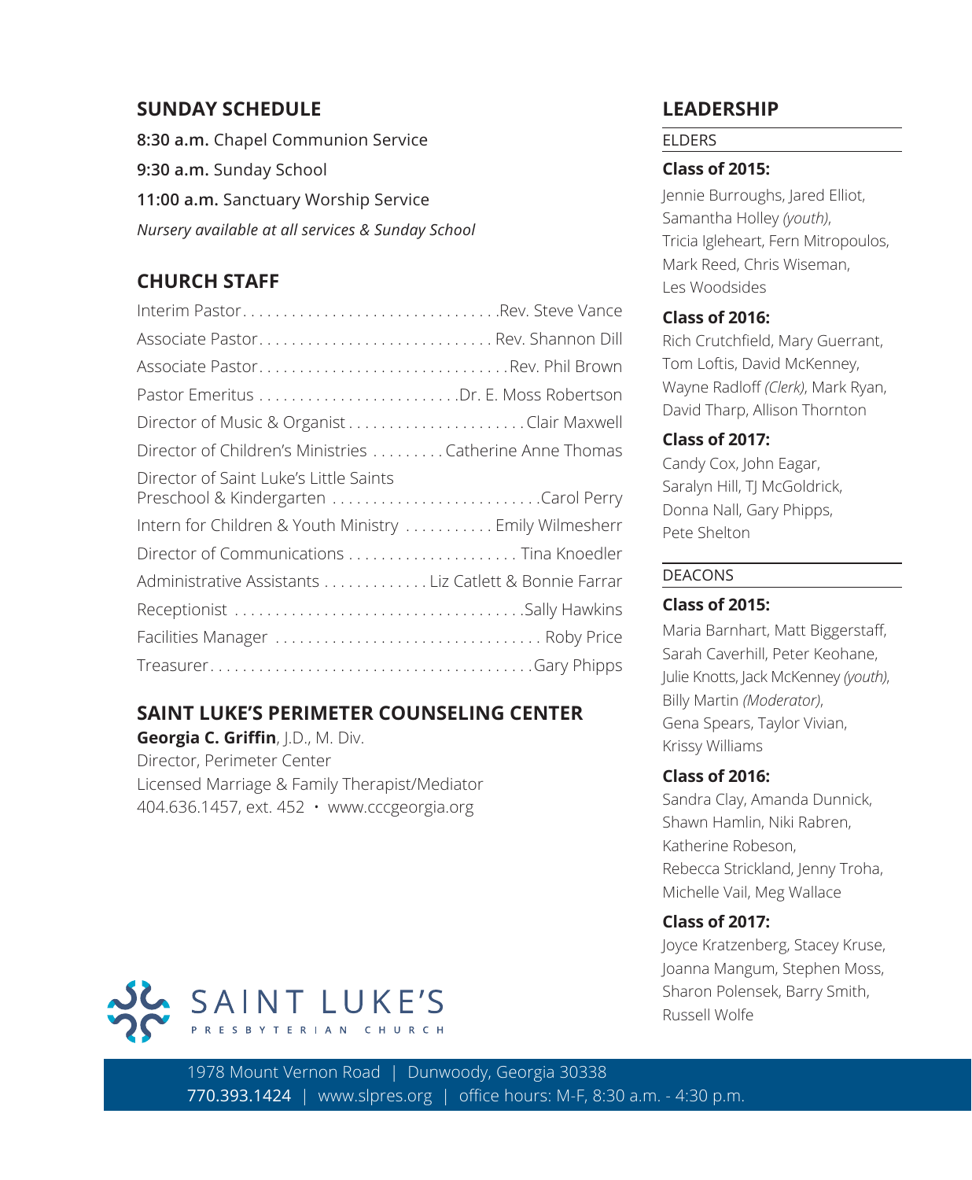## SUNDAY SCHEDULE

**8:30 a.m.** Chapel Communion Service

**9:30 a.m.** Sunday School

**11:00 a.m.** Sanctuary Worship Service

*Nursery available at all services & Sunday School*

## CHURCH STAFF

| | |
|---|---|
| Interim Pastor | Rev. Steve Vance |
| Associate Pastor | Rev. Shannon Dill |
| Associate Pastor | Rev. Phil Brown |
| Pastor Emeritus | Dr. E. Moss Robertson |
| Director of Music & Organist | Clair Maxwell |
| Director of Children's Ministries | Catherine Anne Thomas |
| Director of Saint Luke's Little Saints Preschool & Kindergarten | Carol Perry |
| Intern for Children & Youth Ministry | Emily Wilmesherr |
| Director of Communications | Tina Knoedler |
| Administrative Assistants | Liz Catlett & Bonnie Farrar |
| Receptionist | Sally Hawkins |
| Facilities Manager | Roby Price |
| Treasurer | Gary Phipps |

## SAINT LUKE'S PERIMETER COUNSELING CENTER

**Georgia C. Griffin**, J.D., M. Div.
Director, Perimeter Center
Licensed Marriage & Family Therapist/Mediator
404.636.1457, ext. 452 • www.cccgeorgia.org

## LEADERSHIP

### ELDERS

**Class of 2015:**

Jennie Burroughs, Jared Elliot, Samantha Holley *(youth)*, Tricia Igleheart, Fern Mitropoulos, Mark Reed, Chris Wiseman, Les Woodsides

**Class of 2016:**

Rich Crutchfield, Mary Guerrant, Tom Loftis, David McKenney, Wayne Radloff *(Clerk)*, Mark Ryan, David Tharp, Allison Thornton

**Class of 2017:**

Candy Cox, John Eagar, Saralyn Hill, TJ McGoldrick, Donna Nall, Gary Phipps, Pete Shelton

### DEACONS

**Class of 2015:**

Maria Barnhart, Matt Biggerstaff, Sarah Caverhill, Peter Keohane, Julie Knotts, Jack McKenney *(youth)*, Billy Martin *(Moderator)*, Gena Spears, Taylor Vivian, Krissy Williams

**Class of 2016:**

Sandra Clay, Amanda Dunnick, Shawn Hamlin, Niki Rabren, Katherine Robeson, Rebecca Strickland, Jenny Troha, Michelle Vail, Meg Wallace

**Class of 2017:**

Joyce Kratzenberg, Stacey Kruse, Joanna Mangum, Stephen Moss, Sharon Polensek, Barry Smith, Russell Wolfe

SAINT LUKE'S
PRESBYTERIAN CHURCH

1978 Mount Vernon Road | Dunwoody, Georgia 30338
770.393.1424 | www.slpres.org | office hours: M-F, 8:30 a.m. - 4:30 p.m.